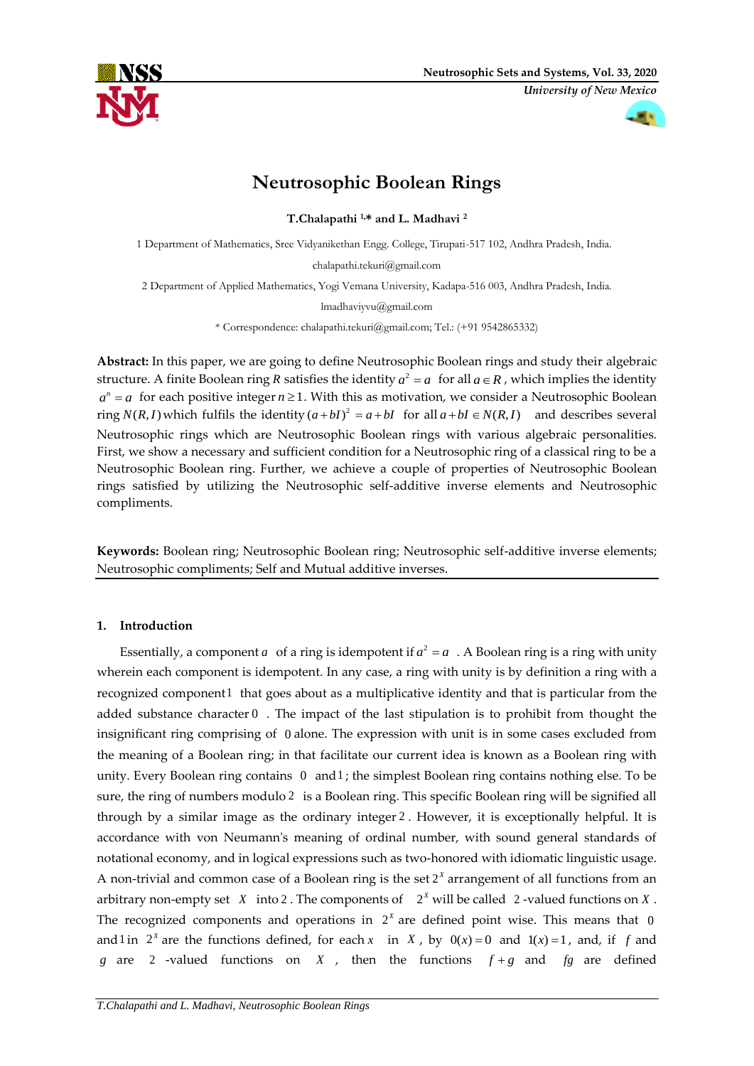# Neutrosophic Boolean Rings

**T.Chalapathi [1,*] and L. Madhavi [2]**

1 Department of Mathematics, Sree Vidyanikethan Engg. College, Tirupati-517 102, Andhra Pradesh, India. chalapathi.tekuri@gmail.com

2 Department of Applied Mathematics, Yogi Vemana University, Kadapa-516 003, Andhra Pradesh, India. lmadhaviyvu@gmail.com

\* Correspondence: chalapathi.tekuri@gmail.com; Tel.: (+91 9542865332)

**Abstract:** In this paper, we are going to define Neutrosophic Boolean rings and study their algebraic structure. A finite Boolean ring $R$ satisfies the identity $a^2 = a$ for all $a \in R$, which implies the identity $a^n = a$ for each positive integer $n \geq 1$. With this as motivation, we consider a Neutrosophic Boolean ring $N(R,I)$ which fulfils the identity $(a+bI)^2 = a+bI$ for all $a+bI \in N(R,I)$ and describes several Neutrosophic rings which are Neutrosophic Boolean rings with various algebraic personalities. First, we show a necessary and sufficient condition for a Neutrosophic ring of a classical ring to be a Neutrosophic Boolean ring. Further, we achieve a couple of properties of Neutrosophic Boolean rings satisfied by utilizing the Neutrosophic self-additive inverse elements and Neutrosophic compliments.

**Keywords:** Boolean ring; Neutrosophic Boolean ring; Neutrosophic self-additive inverse elements; Neutrosophic compliments; Self and Mutual additive inverses.

## 1. Introduction

Essentially, a component $a$ of a ring is idempotent if $a^2 = a$ . A Boolean ring is a ring with unity wherein each component is idempotent. In any case, a ring with unity is by definition a ring with a recognized component $1$ that goes about as a multiplicative identity and that is particular from the added substance character $0$ . The impact of the last stipulation is to prohibit from thought the insignificant ring comprising of $0$ alone. The expression with unit is in some cases excluded from the meaning of a Boolean ring; in that facilitate our current idea is known as a Boolean ring with unity. Every Boolean ring contains $0$ and $1$; the simplest Boolean ring contains nothing else. To be sure, the ring of numbers modulo $2$ is a Boolean ring. This specific Boolean ring will be signified all through by a similar image as the ordinary integer $2$. However, it is exceptionally helpful. It is accordance with von Neumann's meaning of ordinal number, with sound general standards of notational economy, and in logical expressions such as two-honored with idiomatic linguistic usage. A non-trivial and common case of a Boolean ring is the set $2^X$ arrangement of all functions from an arbitrary non-empty set $X$ into $2$. The components of $2^X$ will be called $2$-valued functions on $X$. The recognized components and operations in $2^X$ are defined point wise. This means that $0$ and $1$ in $2^X$ are the functions defined, for each $x$ in $X$, by $0(x) = 0$ and $1(x) = 1$, and, if $f$ and $g$ are $2$-valued functions on $X$, then the functions $f+g$ and $fg$ are defined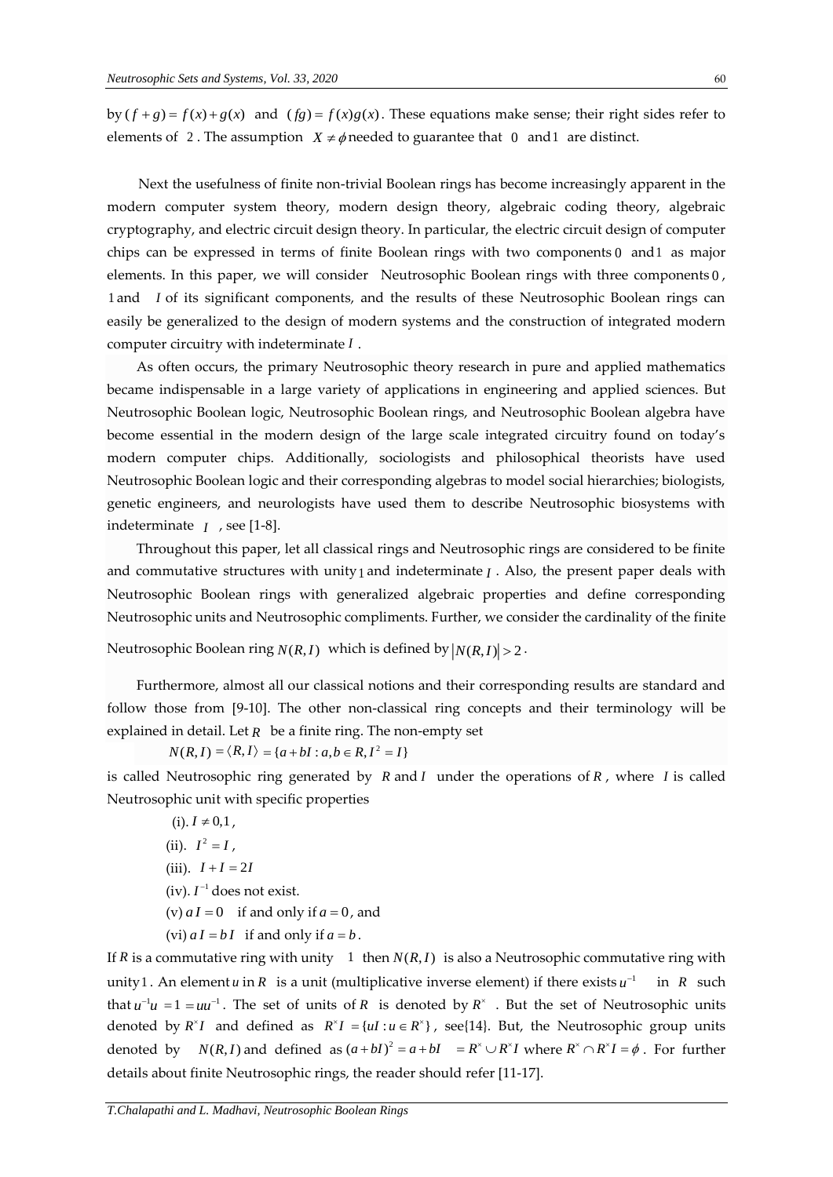by $(f+g) = f(x)+g(x)$ and $(fg) = f(x)g(x)$. These equations make sense; their right sides refer to elements of 2. The assumption $X \neq \phi$ needed to guarantee that 0 and 1 are distinct.

Next the usefulness of finite non-trivial Boolean rings has become increasingly apparent in the modern computer system theory, modern design theory, algebraic coding theory, algebraic cryptography, and electric circuit design theory. In particular, the electric circuit design of computer chips can be expressed in terms of finite Boolean rings with two components 0 and 1 as major elements. In this paper, we will consider Neutrosophic Boolean rings with three components 0, 1 and $I$ of its significant components, and the results of these Neutrosophic Boolean rings can easily be generalized to the design of modern systems and the construction of integrated modern computer circuitry with indeterminate $I$.

As often occurs, the primary Neutrosophic theory research in pure and applied mathematics became indispensable in a large variety of applications in engineering and applied sciences. But Neutrosophic Boolean logic, Neutrosophic Boolean rings, and Neutrosophic Boolean algebra have become essential in the modern design of the large scale integrated circuitry found on today's modern computer chips. Additionally, sociologists and philosophical theorists have used Neutrosophic Boolean logic and their corresponding algebras to model social hierarchies; biologists, genetic engineers, and neurologists have used them to describe Neutrosophic biosystems with indeterminate $I$, see [1-8].

Throughout this paper, let all classical rings and Neutrosophic rings are considered to be finite and commutative structures with unity 1 and indeterminate $I$. Also, the present paper deals with Neutrosophic Boolean rings with generalized algebraic properties and define corresponding Neutrosophic units and Neutrosophic compliments. Further, we consider the cardinality of the finite Neutrosophic Boolean ring $N(R,I)$ which is defined by $|N(R,I)| > 2$.

Furthermore, almost all our classical notions and their corresponding results are standard and follow those from [9-10]. The other non-classical ring concepts and their terminology will be explained in detail. Let $R$ be a finite ring. The non-empty set

$$N(R,I) = \langle R, I\rangle = \{a+bI : a,b \in R, I^2 = I\}$$

is called Neutrosophic ring generated by $R$ and $I$ under the operations of $R$, where $I$ is called Neutrosophic unit with specific properties

(i). $I \neq 0,1$,

(ii). $I^2 = I$,

(iii). $I + I = 2I$

(iv). $I^{-1}$ does not exist.

(v) $aI = 0$ if and only if $a = 0$, and

(vi) $aI = bI$ if and only if $a = b$.

If $R$ is a commutative ring with unity 1 then $N(R,I)$ is also a Neutrosophic commutative ring with unity 1. An element $u$ in $R$ is a unit (multiplicative inverse element) if there exists $u^{-1}$ in $R$ such that $u^{-1}u = 1 = uu^{-1}$. The set of units of $R$ is denoted by $R^{\times}$. But the set of Neutrosophic units denoted by $R^{\times}I$ and defined as $R^{\times}I = \{uI : u \in R^{\times}\}$, see{14}. But, the Neutrosophic group units denoted by $N(R,I)$ and defined as $(a+bI)^2 = a+bI \;\; = R^{\times} \cup R^{\times}I$ where $R^{\times} \cap R^{\times}I = \phi$. For further details about finite Neutrosophic rings, the reader should refer [11-17].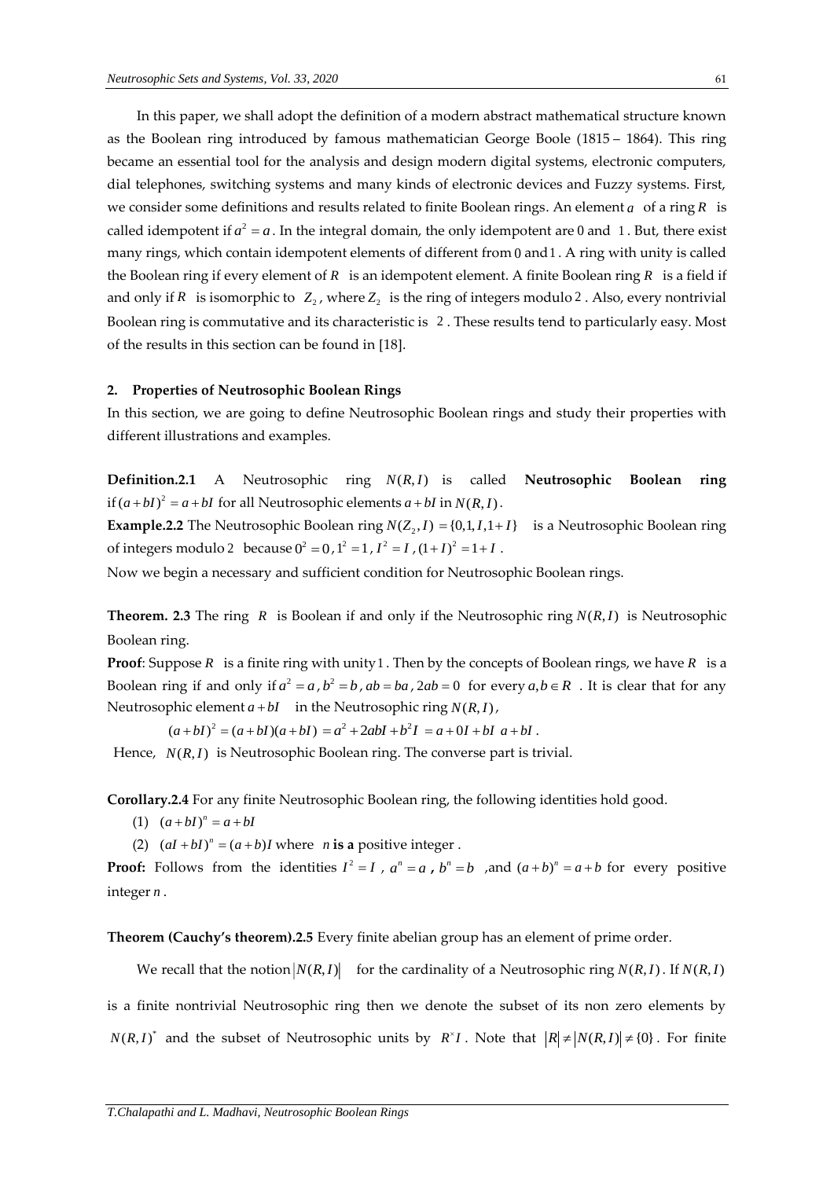In this paper, we shall adopt the definition of a modern abstract mathematical structure known as the Boolean ring introduced by famous mathematician George Boole (1815 – 1864). This ring became an essential tool for the analysis and design modern digital systems, electronic computers, dial telephones, switching systems and many kinds of electronic devices and Fuzzy systems. First, we consider some definitions and results related to finite Boolean rings. An element $a$ of a ring $R$ is called idempotent if $a^2 = a$. In the integral domain, the only idempotent are 0 and 1. But, there exist many rings, which contain idempotent elements of different from 0 and 1. A ring with unity is called the Boolean ring if every element of $R$ is an idempotent element. A finite Boolean ring $R$ is a field if and only if $R$ is isomorphic to $Z_2$, where $Z_2$ is the ring of integers modulo 2. Also, every nontrivial Boolean ring is commutative and its characteristic is 2. These results tend to particularly easy. Most of the results in this section can be found in [18].

## 2. Properties of Neutrosophic Boolean Rings

In this section, we are going to define Neutrosophic Boolean rings and study their properties with different illustrations and examples.

**Definition.2.1** A Neutrosophic ring $N(R,I)$ is called **Neutrosophic Boolean ring** if $(a+bI)^2 = a+bI$ for all Neutrosophic elements $a+bI$ in $N(R,I)$.

**Example.2.2** The Neutrosophic Boolean ring $N(Z_2,I) = \{0,1,I,1+I\}$ is a Neutrosophic Boolean ring of integers modulo 2 because $0^2 = 0$, $1^2 = 1$, $I^2 = I$, $(1+I)^2 = 1+I$.

Now we begin a necessary and sufficient condition for Neutrosophic Boolean rings.

**Theorem. 2.3** The ring $R$ is Boolean if and only if the Neutrosophic ring $N(R,I)$ is Neutrosophic Boolean ring.

**Proof**: Suppose $R$ is a finite ring with unity 1. Then by the concepts of Boolean rings, we have $R$ is a Boolean ring if and only if $a^2 = a$, $b^2 = b$, $ab = ba$, $2ab = 0$ for every $a,b \in R$. It is clear that for any Neutrosophic element $a+bI$ in the Neutrosophic ring $N(R,I)$,

$$(a+bI)^2 = (a+bI)(a+bI) = a^2 + 2abI + b^2 I = a + 0I + bI \; a + bI.$$

Hence, $N(R,I)$ is Neutrosophic Boolean ring. The converse part is trivial.

**Corollary.2.4** For any finite Neutrosophic Boolean ring, the following identities hold good.

(1) $(a+bI)^n = a+bI$

(2) $(aI+bI)^n = (a+b)I$ where $n$ **is a** positive integer.

**Proof:** Follows from the identities $I^2 = I$, $a^n = a$, $b^n = b$, and $(a+b)^n = a+b$ for every positive integer $n$.

**Theorem (Cauchy's theorem).2.5** Every finite abelian group has an element of prime order.

We recall that the notion $|N(R,I)|$ for the cardinality of a Neutrosophic ring $N(R,I)$. If $N(R,I)$ is a finite nontrivial Neutrosophic ring then we denote the subset of its non zero elements by $N(R,I)^*$ and the subset of Neutrosophic units by $R^{\times}I$. Note that $|R| \neq |N(R,I)| \neq \{0\}$. For finite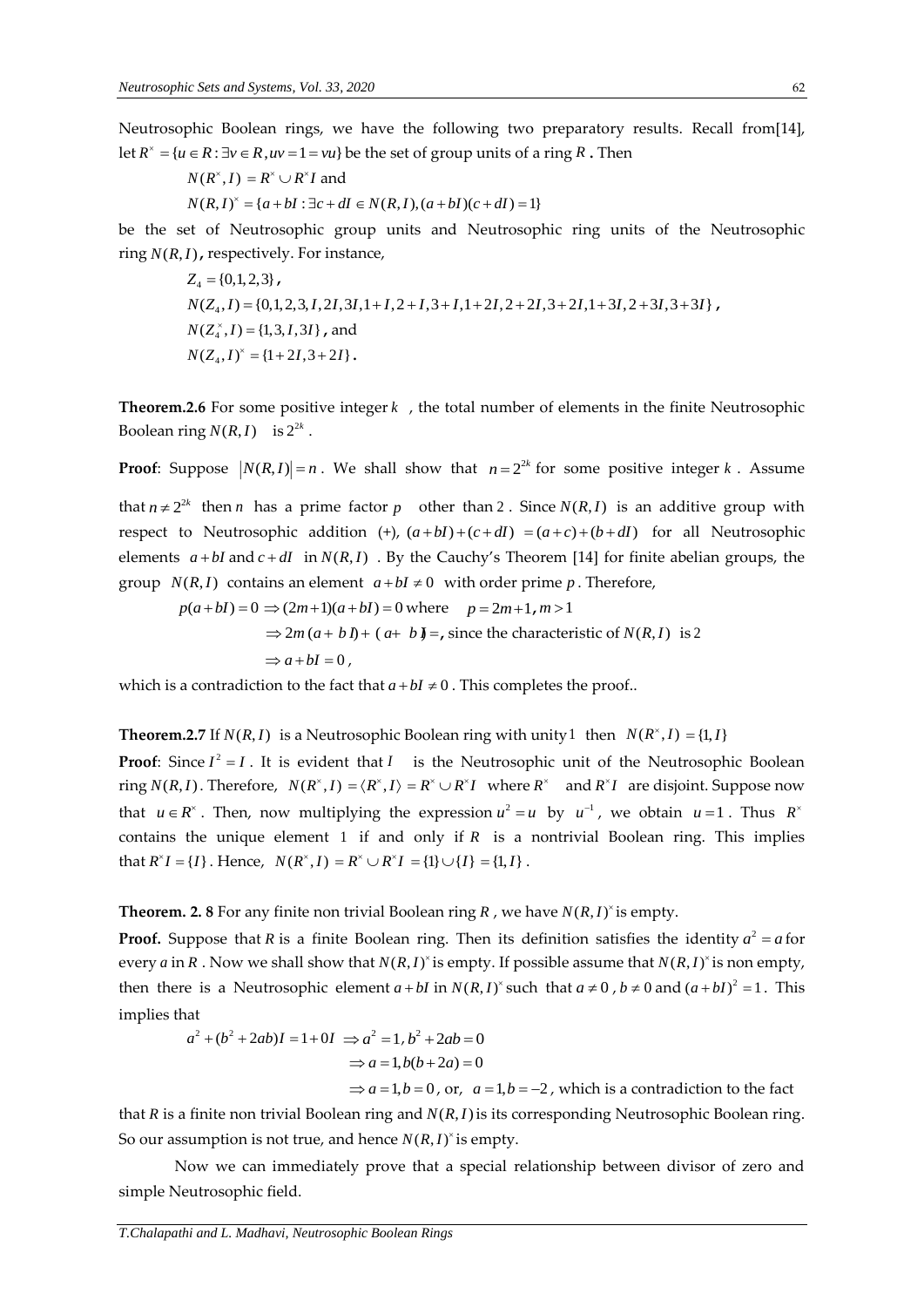Neutrosophic Boolean rings, we have the following two preparatory results. Recall from[14], let $R^{\times} = \{u \in R : \exists v \in R, uv = 1 = vu\}$ be the set of group units of a ring $R$. Then

$$N(R^{\times}, I) = R^{\times} \cup R^{\times} I \text{ and}$$

$$N(R, I)^{\times} = \{a + bI : \exists c + dI \in N(R, I), (a + bI)(c + dI) = 1\}$$

be the set of Neutrosophic group units and Neutrosophic ring units of the Neutrosophic ring $N(R, I)$, respectively. For instance,

$$Z_4 = \{0,1,2,3\},$$

$$N(Z_4, I) = \{0,1,2,3, I, 2I, 3I, 1+I, 2+I, 3+I, 1+2I, 2+2I, 3+2I, 1+3I, 2+3I, 3+3I\},$$

$$N(Z_4^{\times}, I) = \{1, 3, I, 3I\}, \text{ and}$$

$$N(Z_4, I)^{\times} = \{1+2I, 3+2I\}.$$

**Theorem.2.6** For some positive integer $k$, the total number of elements in the finite Neutrosophic Boolean ring $N(R, I)$ is $2^{2k}$.

**Proof**: Suppose $|N(R, I)| = n$. We shall show that $n = 2^{2k}$ for some positive integer $k$. Assume that $n \neq 2^{2k}$ then $n$ has a prime factor $p$ other than 2. Since $N(R, I)$ is an additive group with respect to Neutrosophic addition (+), $(a+bI)+(c+dI) = (a+c)+(b+dI)$ for all Neutrosophic elements $a+bI$ and $c+dI$ in $N(R, I)$. By the Cauchy's Theorem [14] for finite abelian groups, the group $N(R, I)$ contains an element $a+bI \neq 0$ with order prime $p$. Therefore,

$$p(a+bI) = 0 \Rightarrow (2m+1)(a+bI) = 0 \text{ where } \quad p = 2m+1, m > 1$$

$$\Rightarrow 2m(a+bI) + (a+bI) = , \text{ since the characteristic of } N(R, I) \text{ is } 2$$

$$\Rightarrow a + bI = 0,$$

which is a contradiction to the fact that $a + bI \neq 0$. This completes the proof..

**Theorem.2.7** If $N(R, I)$ is a Neutrosophic Boolean ring with unity 1 then $N(R^{\times}, I) = \{1, I\}$

**Proof**: Since $I^2 = I$. It is evident that $I$ is the Neutrosophic unit of the Neutrosophic Boolean ring $N(R, I)$. Therefore, $N(R^{\times}, I) = \langle R^{\times}, I\rangle = R^{\times} \cup R^{\times} I$ where $R^{\times}$ and $R^{\times} I$ are disjoint. Suppose now that $u \in R^{\times}$. Then, now multiplying the expression $u^2 = u$ by $u^{-1}$, we obtain $u = 1$. Thus $R^{\times}$ contains the unique element 1 if and only if $R$ is a nontrivial Boolean ring. This implies that $R^{\times} I = \{I\}$. Hence, $N(R^{\times}, I) = R^{\times} \cup R^{\times} I = \{1\} \cup \{I\} = \{1, I\}$.

**Theorem. 2. 8** For any finite non trivial Boolean ring $R$, we have $N(R, I)^{\times}$ is empty.

**Proof.** Suppose that $R$ is a finite Boolean ring. Then its definition satisfies the identity $a^2 = a$ for every $a$ in $R$. Now we shall show that $N(R, I)^{\times}$ is empty. If possible assume that $N(R, I)^{\times}$ is non empty, then there is a Neutrosophic element $a + bI$ in $N(R, I)^{\times}$ such that $a \neq 0$, $b \neq 0$ and $(a + bI)^2 = 1$. This implies that

$$a^2 + (b^2 + 2ab)I = 1 + 0I \Rightarrow a^2 = 1, b^2 + 2ab = 0$$

$$\Rightarrow a = 1, b(b + 2a) = 0$$

$$\Rightarrow a = 1, b = 0, \text{ or, } \ a = 1, b = -2, \text{ which is a contradiction to the fact}$$

that $R$ is a finite non trivial Boolean ring and $N(R, I)$ is its corresponding Neutrosophic Boolean ring. So our assumption is not true, and hence $N(R, I)^{\times}$ is empty.

Now we can immediately prove that a special relationship between divisor of zero and simple Neutrosophic field.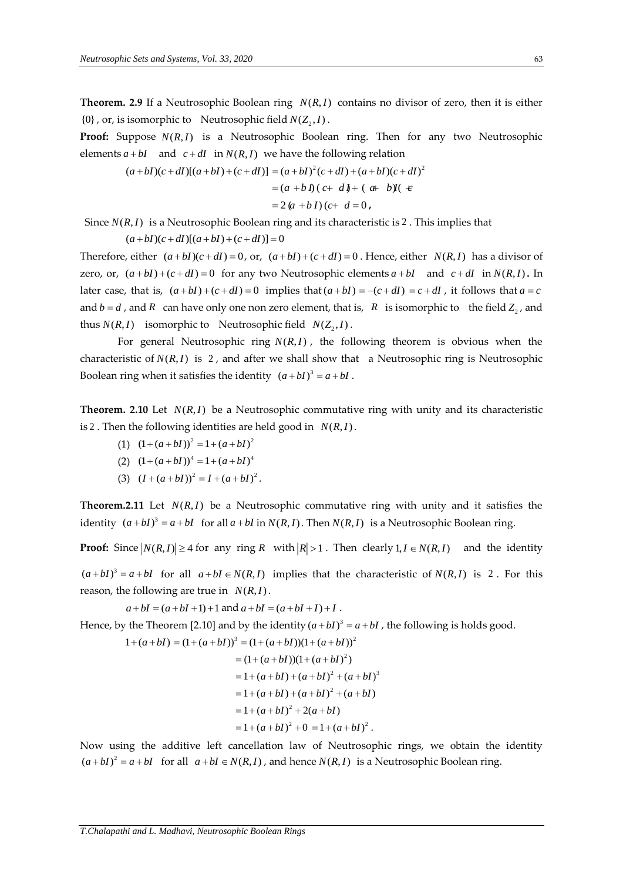**Theorem. 2.9** If a Neutrosophic Boolean ring $N(R,I)$ contains no divisor of zero, then it is either $\{0\}$, or, is isomorphic to Neutrosophic field $N(Z_2,I)$.

**Proof:** Suppose $N(R,I)$ is a Neutrosophic Boolean ring. Then for any two Neutrosophic elements $a+bI$ and $c+dI$ in $N(R,I)$ we have the following relation

$$\begin{aligned}(a+bI)(c+dI)[(a+bI)+(c+dI)] &= (a+bI)^2(c+dI)+(a+bI)(c+dI)^2 \\ &= (a+bI)(c+dI)+(a+bI)(c+dI) \\ &= 2(a+bI)(c+dI)=0,\end{aligned}$$

Since $N(R,I)$ is a Neutrosophic Boolean ring and its characteristic is 2. This implies that

$$(a+bI)(c+dI)[(a+bI)+(c+dI)]=0$$

Therefore, either $(a+bI)(c+dI)=0$, or, $(a+bI)+(c+dI)=0$. Hence, either $N(R,I)$ has a divisor of zero, or, $(a+bI)+(c+dI)=0$ for any two Neutrosophic elements $a+bI$ and $c+dI$ in $N(R,I)$**.** In later case, that is, $(a+bI)+(c+dI)=0$ implies that $(a+bI)=-(c+dI)=c+dI$, it follows that $a=c$ and $b=d$, and $R$ can have only one non zero element, that is, $R$ is isomorphic to the field $Z_2$, and thus $N(R,I)$ isomorphic to Neutrosophic field $N(Z_2,I)$.

For general Neutrosophic ring $N(R,I)$, the following theorem is obvious when the characteristic of $N(R,I)$ is 2, and after we shall show that a Neutrosophic ring is Neutrosophic Boolean ring when it satisfies the identity $(a+bI)^3=a+bI$.

**Theorem. 2.10** Let $N(R,I)$ be a Neutrosophic commutative ring with unity and its characteristic is 2. Then the following identities are held good in $N(R,I)$.

(1) $(1+(a+bI))^2=1+(a+bI)^2$

(2) $(1+(a+bI))^4=1+(a+bI)^4$

(3) $(I+(a+bI))^2=I+(a+bI)^2$.

**Theorem.2.11** Let $N(R,I)$ be a Neutrosophic commutative ring with unity and it satisfies the identity $(a+bI)^3=a+bI$ for all $a+bI$ in $N(R,I)$. Then $N(R,I)$ is a Neutrosophic Boolean ring.

**Proof:** Since $|N(R,I)|\geq 4$ for any ring $R$ with $|R|>1$. Then clearly $1, I\in N(R,I)$ and the identity $(a+bI)^3=a+bI$ for all $a+bI\in N(R,I)$ implies that the characteristic of $N(R,I)$ is 2. For this reason, the following are true in $N(R,I)$.

$$a+bI=(a+bI+1)+1 \text{ and } a+bI=(a+bI+I)+I.$$

Hence, by the Theorem [2.10] and by the identity $(a+bI)^3=a+bI$, the following is holds good.

$$\begin{aligned}1+(a+bI) &= (1+(a+bI))^3=(1+(a+bI))(1+(a+bI))^2 \\ &= (1+(a+bI))(1+(a+bI)^2) \\ &= 1+(a+bI)+(a+bI)^2+(a+bI)^3 \\ &= 1+(a+bI)+(a+bI)^2+(a+bI) \\ &= 1+(a+bI)^2+2(a+bI) \\ &= 1+(a+bI)^2+0 = 1+(a+bI)^2.\end{aligned}$$

Now using the additive left cancellation law of Neutrosophic rings, we obtain the identity $(a+bI)^2=a+bI$ for all $a+bI\in N(R,I)$, and hence $N(R,I)$ is a Neutrosophic Boolean ring.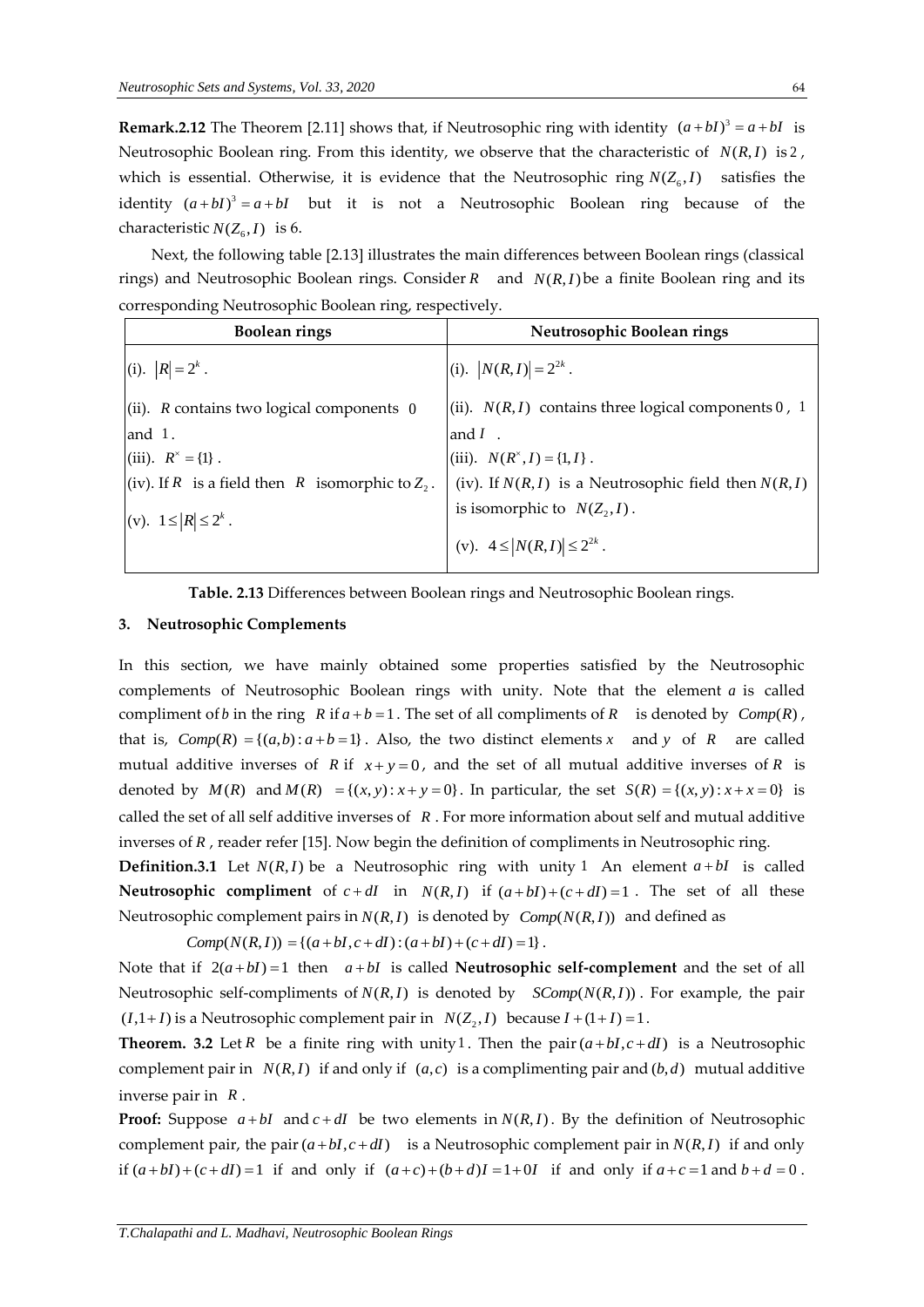**Remark.2.12** The Theorem [2.11] shows that, if Neutrosophic ring with identity $(a+bI)^3 = a+bI$ is Neutrosophic Boolean ring. From this identity, we observe that the characteristic of $N(R,I)$ is 2, which is essential. Otherwise, it is evidence that the Neutrosophic ring $N(Z_6, I)$ satisfies the identity $(a+bI)^3 = a+bI$ but it is not a Neutrosophic Boolean ring because of the characteristic $N(Z_6, I)$ is 6.

Next, the following table [2.13] illustrates the main differences between Boolean rings (classical rings) and Neutrosophic Boolean rings. Consider $R$ and $N(R,I)$ be a finite Boolean ring and its corresponding Neutrosophic Boolean ring, respectively.

| **Boolean rings** | **Neutrosophic Boolean rings** |
|---|---|
| (i). $\lvert R \rvert = 2^k$. | (i). $\lvert N(R,I) \rvert = 2^{2k}$. |
| (ii). $R$ contains two logical components 0 and 1. | (ii). $N(R,I)$ contains three logical components 0, 1 and $I$. |
| (iii). $R^{\times} = \{1\}$. | (iii). $N(R^{\times}, I) = \{1, I\}$. |
| (iv). If $R$ is a field then $R$ isomorphic to $Z_2$. | (iv). If $N(R,I)$ is a Neutrosophic field then $N(R,I)$ is isomorphic to $N(Z_2, I)$. |
| (v). $1 \le \lvert R \rvert \le 2^k$. | (v). $4 \le \lvert N(R,I) \rvert \le 2^{2k}$. |

**Table. 2.13** Differences between Boolean rings and Neutrosophic Boolean rings.

## 3. Neutrosophic Complements

In this section, we have mainly obtained some properties satisfied by the Neutrosophic complements of Neutrosophic Boolean rings with unity. Note that the element $a$ is called compliment of $b$ in the ring $R$ if $a+b=1$. The set of all compliments of $R$ is denoted by $Comp(R)$, that is, $Comp(R) = \{(a,b) : a+b=1\}$. Also, the two distinct elements $x$ and $y$ of $R$ are called mutual additive inverses of $R$ if $x+y=0$, and the set of all mutual additive inverses of $R$ is denoted by $M(R)$ and $M(R) = \{(x,y) : x+y=0\}$. In particular, the set $S(R) = \{(x,y) : x+x=0\}$ is called the set of all self additive inverses of $R$. For more information about self and mutual additive inverses of $R$, reader refer [15]. Now begin the definition of compliments in Neutrosophic ring.

**Definition.3.1** Let $N(R,I)$ be a Neutrosophic ring with unity 1 An element $a+bI$ is called **Neutrosophic compliment** of $c+dI$ in $N(R,I)$ if $(a+bI)+(c+dI)=1$. The set of all these Neutrosophic complement pairs in $N(R,I)$ is denoted by $Comp(N(R,I))$ and defined as

$$Comp(N(R,I)) = \{(a+bI, c+dI) : (a+bI)+(c+dI)=1\}.$$

Note that if $2(a+bI)=1$ then $a+bI$ is called **Neutrosophic self-complement** and the set of all Neutrosophic self-compliments of $N(R,I)$ is denoted by $SComp(N(R,I))$. For example, the pair $(I, 1+I)$ is a Neutrosophic complement pair in $N(Z_2, I)$ because $I+(1+I)=1$.

**Theorem. 3.2** Let $R$ be a finite ring with unity 1. Then the pair $(a+bI, c+dI)$ is a Neutrosophic complement pair in $N(R,I)$ if and only if $(a,c)$ is a complimenting pair and $(b,d)$ mutual additive inverse pair in $R$.

**Proof:** Suppose $a+bI$ and $c+dI$ be two elements in $N(R,I)$. By the definition of Neutrosophic complement pair, the pair $(a+bI, c+dI)$ is a Neutrosophic complement pair in $N(R,I)$ if and only if $(a+bI)+(c+dI)=1$ if and only if $(a+c)+(b+d)I = 1+0I$ if and only if $a+c=1$ and $b+d=0$.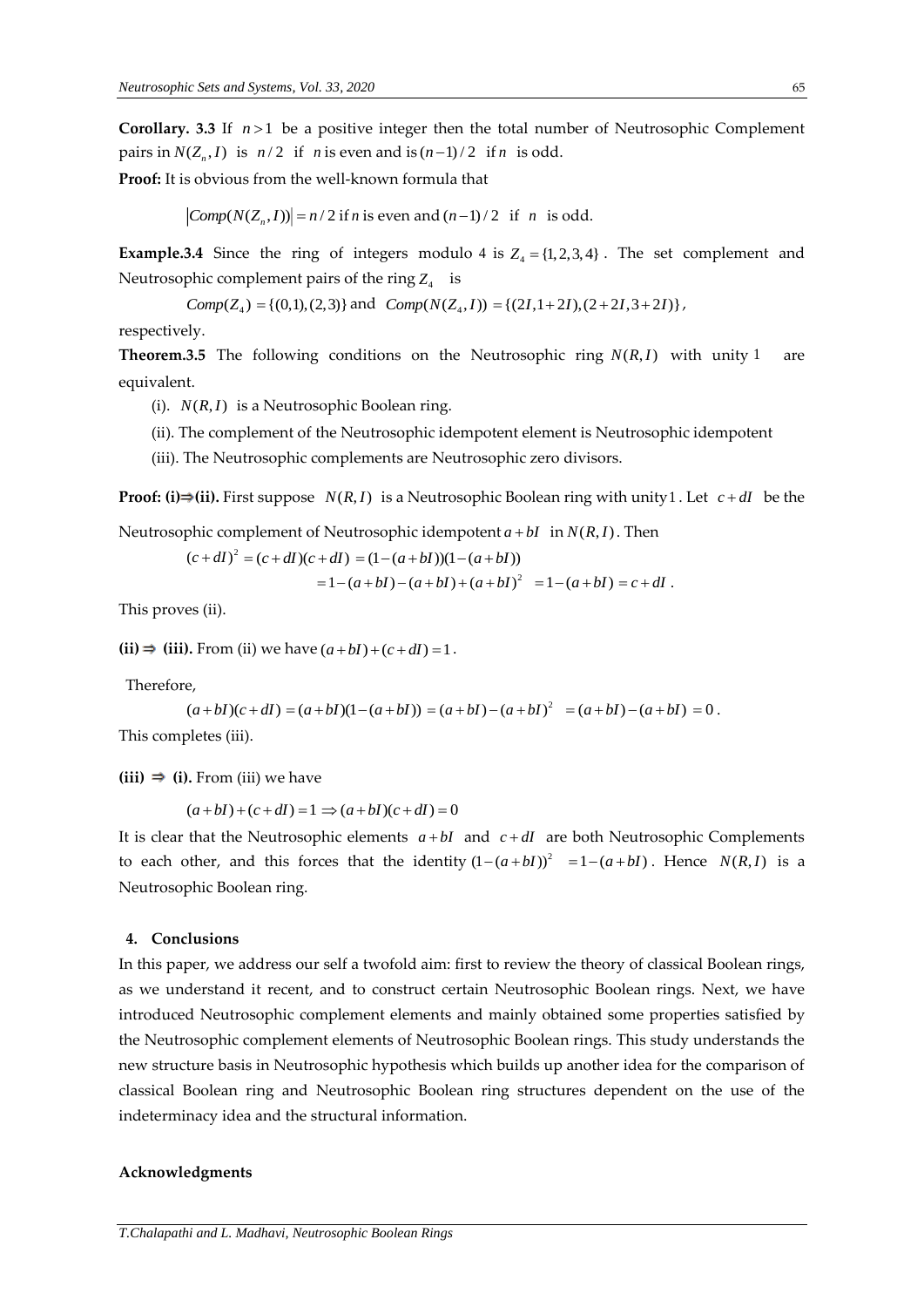**Corollary. 3.3** If $n>1$ be a positive integer then the total number of Neutrosophic Complement pairs in $N(Z_n, I)$ is $n/2$ if $n$ is even and is $(n-1)/2$ if $n$ is odd.

**Proof:** It is obvious from the well-known formula that

$$|Comp(N(Z_n, I))| = n/2 \text{ if } n \text{ is even and } (n-1)/2 \text{ if } n \text{ is odd.}$$

**Example.3.4** Since the ring of integers modulo 4 is $Z_4 = \{1,2,3,4\}$. The set complement and Neutrosophic complement pairs of the ring $Z_4$ is

$$Comp(Z_4) = \{(0,1),(2,3)\} \text{ and } Comp(N(Z_4, I)) = \{(2I, 1+2I),(2+2I, 3+2I)\},$$

respectively.

**Theorem.3.5** The following conditions on the Neutrosophic ring $N(R, I)$ with unity $1$ are equivalent.

(i). $N(R, I)$ is a Neutrosophic Boolean ring.

(ii). The complement of the Neutrosophic idempotent element is Neutrosophic idempotent

(iii). The Neutrosophic complements are Neutrosophic zero divisors.

**Proof: (i)⇒(ii).** First suppose $N(R, I)$ is a Neutrosophic Boolean ring with unity $1$. Let $c+dI$ be the Neutrosophic complement of Neutrosophic idempotent $a+bI$ in $N(R, I)$. Then

$$(c+dI)^2 = (c+dI)(c+dI) = (1-(a+bI))(1-(a+bI))$$
$$= 1-(a+bI)-(a+bI)+(a+bI)^2 = 1-(a+bI) = c+dI.$$

This proves (ii).

**(ii) ⇒ (iii).** From (ii) we have $(a+bI)+(c+dI)=1$.

Therefore,

$$(a+bI)(c+dI) = (a+bI)(1-(a+bI)) = (a+bI)-(a+bI)^2 = (a+bI)-(a+bI) = 0.$$

This completes (iii).

**(iii) ⇒ (i).** From (iii) we have

$$(a+bI)+(c+dI)=1 \Rightarrow (a+bI)(c+dI)=0$$

It is clear that the Neutrosophic elements $a+bI$ and $c+dI$ are both Neutrosophic Complements to each other, and this forces that the identity $(1-(a+bI))^2 = 1-(a+bI)$. Hence $N(R, I)$ is a Neutrosophic Boolean ring.

## 4. Conclusions

In this paper, we address our self a twofold aim: first to review the theory of classical Boolean rings, as we understand it recent, and to construct certain Neutrosophic Boolean rings. Next, we have introduced Neutrosophic complement elements and mainly obtained some properties satisfied by the Neutrosophic complement elements of Neutrosophic Boolean rings. This study understands the new structure basis in Neutrosophic hypothesis which builds up another idea for the comparison of classical Boolean ring and Neutrosophic Boolean ring structures dependent on the use of the indeterminacy idea and the structural information.

**Acknowledgments**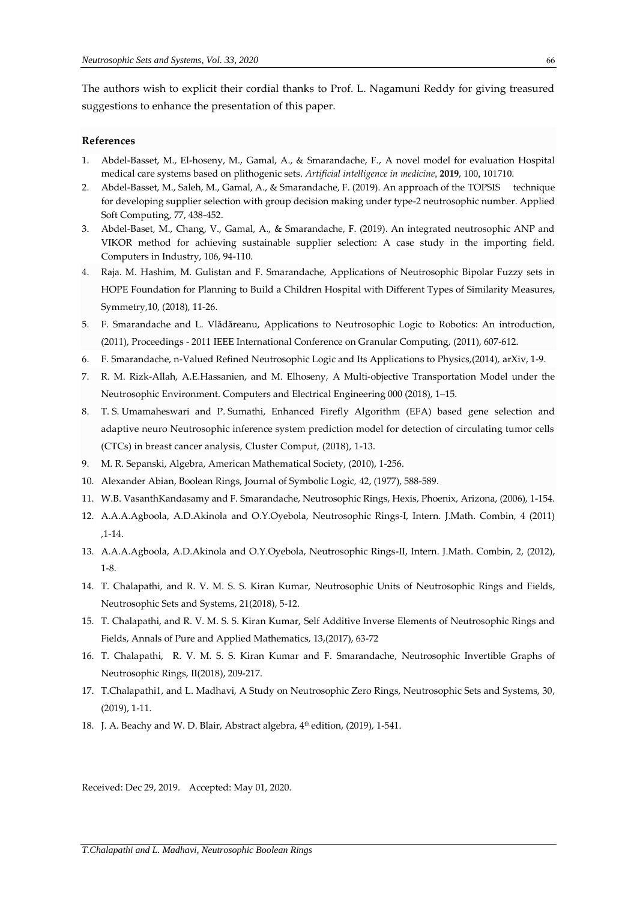The authors wish to explicit their cordial thanks to Prof. L. Nagamuni Reddy for giving treasured suggestions to enhance the presentation of this paper.

**References**

1. Abdel-Basset, M., El-hoseny, M., Gamal, A., & Smarandache, F., A novel model for evaluation Hospital medical care systems based on plithogenic sets. *Artificial intelligence in medicine*, **2019**, 100, 101710.
2. Abdel-Basset, M., Saleh, M., Gamal, A., & Smarandache, F. (2019). An approach of the TOPSIS technique for developing supplier selection with group decision making under type-2 neutrosophic number. Applied Soft Computing, 77, 438-452.
3. Abdel-Baset, M., Chang, V., Gamal, A., & Smarandache, F. (2019). An integrated neutrosophic ANP and VIKOR method for achieving sustainable supplier selection: A case study in the importing field. Computers in Industry, 106, 94-110.
4. Raja. M. Hashim, M. Gulistan and F. Smarandache, Applications of Neutrosophic Bipolar Fuzzy sets in HOPE Foundation for Planning to Build a Children Hospital with Different Types of Similarity Measures, Symmetry,10, (2018), 11-26.
5. F. Smarandache and L. Vlădăreanu, Applications to Neutrosophic Logic to Robotics: An introduction, (2011), Proceedings - 2011 IEEE International Conference on Granular Computing, (2011), 607-612.
6. F. Smarandache, n-Valued Refined Neutrosophic Logic and Its Applications to Physics,(2014), arXiv, 1-9.
7. R. M. Rizk-Allah, A.E.Hassanien, and M. Elhoseny, A Multi-objective Transportation Model under the Neutrosophic Environment. Computers and Electrical Engineering 000 (2018), 1–15.
8. T. S. Umamaheswari and P. Sumathi, Enhanced Firefly Algorithm (EFA) based gene selection and adaptive neuro Neutrosophic inference system prediction model for detection of circulating tumor cells (CTCs) in breast cancer analysis, Cluster Comput, (2018), 1-13.
9. M. R. Sepanski, Algebra, American Mathematical Society, (2010), 1-256.
10. Alexander Abian, Boolean Rings, Journal of Symbolic Logic, 42, (1977), 588-589.
11. W.B. VasanthKandasamy and F. Smarandache, Neutrosophic Rings, Hexis, Phoenix, Arizona, (2006), 1-154.
12. A.A.A.Agboola, A.D.Akinola and O.Y.Oyebola, Neutrosophic Rings-I, Intern. J.Math. Combin, 4 (2011) ,1-14.
13. A.A.A.Agboola, A.D.Akinola and O.Y.Oyebola, Neutrosophic Rings-II, Intern. J.Math. Combin, 2, (2012), 1-8.
14. T. Chalapathi, and R. V. M. S. S. Kiran Kumar, Neutrosophic Units of Neutrosophic Rings and Fields, Neutrosophic Sets and Systems, 21(2018), 5-12.
15. T. Chalapathi, and R. V. M. S. S. Kiran Kumar, Self Additive Inverse Elements of Neutrosophic Rings and Fields, Annals of Pure and Applied Mathematics, 13,(2017), 63-72
16. T. Chalapathi, R. V. M. S. S. Kiran Kumar and F. Smarandache, Neutrosophic Invertible Graphs of Neutrosophic Rings, II(2018), 209-217.
17. T.Chalapathi1, and L. Madhavi, A Study on Neutrosophic Zero Rings, Neutrosophic Sets and Systems, 30, (2019), 1-11.
18. J. A. Beachy and W. D. Blair, Abstract algebra, 4th edition, (2019), 1-541.

Received: Dec 29, 2019. Accepted: May 01, 2020.